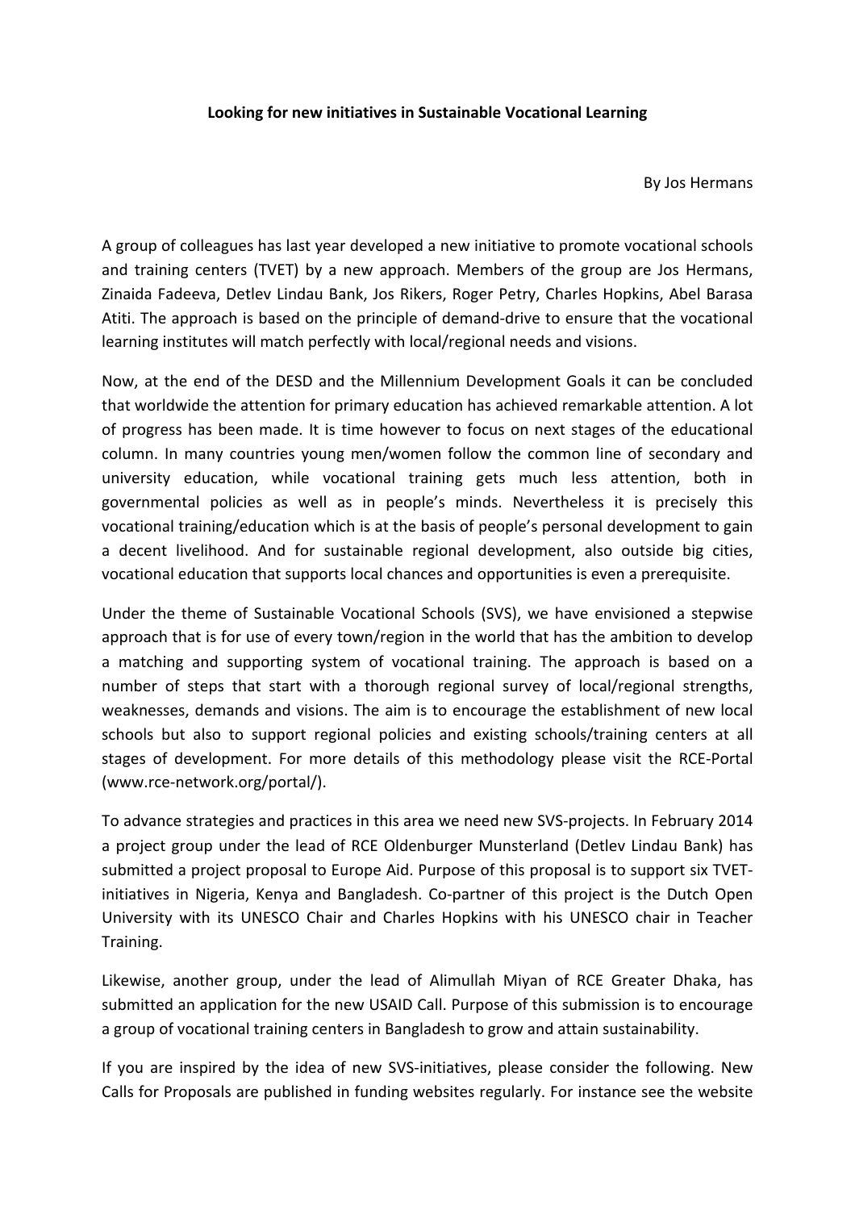**Looking for new initiatives in Sustainable Vocational Learning**

By Jos Hermans

A group of colleagues has last year developed a new initiative to promote vocational schools and training centers (TVET) by a new approach. Members of the group are Jos Hermans, Zinaida Fadeeva, Detlev Lindau Bank, Jos Rikers, Roger Petry, Charles Hopkins, Abel Barasa Atiti. The approach is based on the principle of demand-drive to ensure that the vocational learning institutes will match perfectly with local/regional needs and visions.

Now, at the end of the DESD and the Millennium Development Goals it can be concluded that worldwide the attention for primary education has achieved remarkable attention. A lot of progress has been made. It is time however to focus on next stages of the educational column. In many countries young men/women follow the common line of secondary and university education, while vocational training gets much less attention, both in governmental policies as well as in people's minds. Nevertheless it is precisely this vocational training/education which is at the basis of people's personal development to gain a decent livelihood. And for sustainable regional development, also outside big cities, vocational education that supports local chances and opportunities is even a prerequisite.

Under the theme of Sustainable Vocational Schools (SVS), we have envisioned a stepwise approach that is for use of every town/region in the world that has the ambition to develop a matching and supporting system of vocational training. The approach is based on a number of steps that start with a thorough regional survey of local/regional strengths, weaknesses, demands and visions. The aim is to encourage the establishment of new local schools but also to support regional policies and existing schools/training centers at all stages of development. For more details of this methodology please visit the RCE-Portal (www.rce-network.org/portal/).

To advance strategies and practices in this area we need new SVS-projects. In February 2014 a project group under the lead of RCE Oldenburger Munsterland (Detlev Lindau Bank) has submitted a project proposal to Europe Aid. Purpose of this proposal is to support six TVET-initiatives in Nigeria, Kenya and Bangladesh. Co-partner of this project is the Dutch Open University with its UNESCO Chair and Charles Hopkins with his UNESCO chair in Teacher Training.

Likewise, another group, under the lead of Alimullah Miyan of RCE Greater Dhaka, has submitted an application for the new USAID Call. Purpose of this submission is to encourage a group of vocational training centers in Bangladesh to grow and attain sustainability.

If you are inspired by the idea of new SVS-initiatives, please consider the following. New Calls for Proposals are published in funding websites regularly. For instance see the website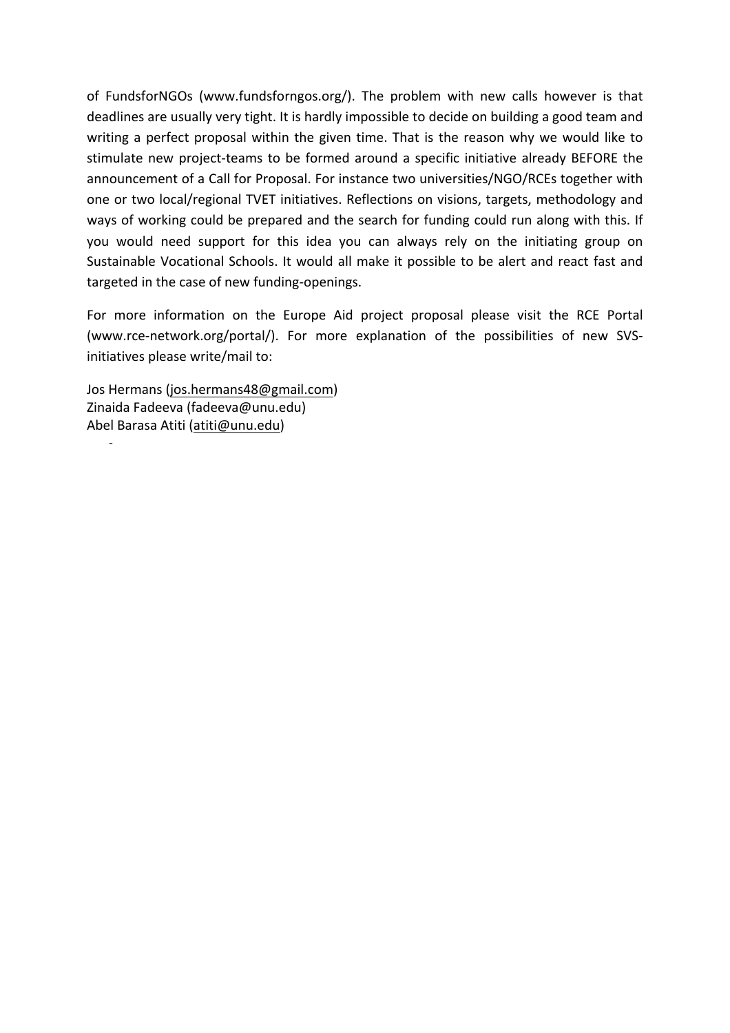of FundsforNGOs (www.fundsforngos.org/). The problem with new calls however is that deadlines are usually very tight. It is hardly impossible to decide on building a good team and writing a perfect proposal within the given time. That is the reason why we would like to stimulate new project-teams to be formed around a specific initiative already BEFORE the announcement of a Call for Proposal. For instance two universities/NGO/RCEs together with one or two local/regional TVET initiatives. Reflections on visions, targets, methodology and ways of working could be prepared and the search for funding could run along with this. If you would need support for this idea you can always rely on the initiating group on Sustainable Vocational Schools. It would all make it possible to be alert and react fast and targeted in the case of new funding-openings.

For more information on the Europe Aid project proposal please visit the RCE Portal (www.rce-network.org/portal/). For more explanation of the possibilities of new SVS-initiatives please write/mail to:

Jos Hermans (jos.hermans48@gmail.com)
Zinaida Fadeeva (fadeeva@unu.edu)
Abel Barasa Atiti (atiti@unu.edu)

-